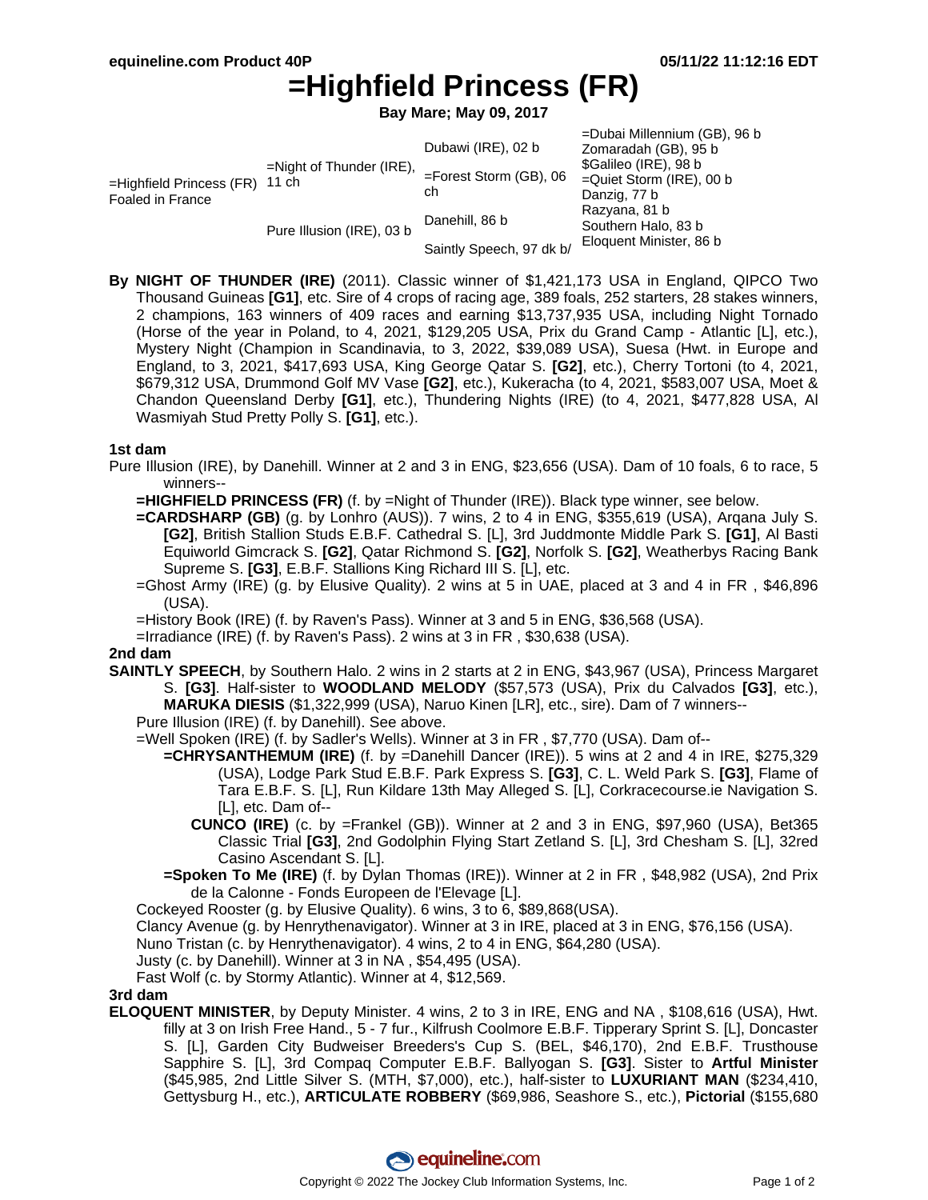# =Highfield Princess (FR)

**Bay Mare; May 09, 2017**

| | | | |
|---|---|---|---|
| =Highfield Princess (FR) Foaled in France | =Night of Thunder (IRE), 11 ch | Dubawi (IRE), 02 b | =Dubai Millennium (GB), 96 b |
| | | | Zomaradah (GB), 95 b |
| | | =Forest Storm (GB), 06 ch | $Galileo (IRE), 98 b |
| | | | =Quiet Storm (IRE), 00 b |
| | Pure Illusion (IRE), 03 b | Danehill, 86 b | Danzig, 77 b |
| | | | Razyana, 81 b |
| | | Saintly Speech, 97 dk b/ | Southern Halo, 83 b |
| | | | Eloquent Minister, 86 b |

**By NIGHT OF THUNDER (IRE)** (2011). Classic winner of $1,421,173 USA in England, QIPCO Two Thousand Guineas **[G1]**, etc. Sire of 4 crops of racing age, 389 foals, 252 starters, 28 stakes winners, 2 champions, 163 winners of 409 races and earning $13,737,935 USA, including Night Tornado (Horse of the year in Poland, to 4, 2021, $129,205 USA, Prix du Grand Camp - Atlantic [L], etc.), Mystery Night (Champion in Scandinavia, to 3, 2022, $39,089 USA), Suesa (Hwt. in Europe and England, to 3, 2021, $417,693 USA, King George Qatar S. **[G2]**, etc.), Cherry Tortoni (to 4, 2021, $679,312 USA, Drummond Golf MV Vase **[G2]**, etc.), Kukeracha (to 4, 2021, $583,007 USA, Moet & Chandon Queensland Derby **[G1]**, etc.), Thundering Nights (IRE) (to 4, 2021, $477,828 USA, Al Wasmiyah Stud Pretty Polly S. **[G1]**, etc.).

### 1st dam

Pure Illusion (IRE), by Danehill. Winner at 2 and 3 in ENG, $23,656 (USA). Dam of 10 foals, 6 to race, 5 winners--

- **=HIGHFIELD PRINCESS (FR)** (f. by =Night of Thunder (IRE)). Black type winner, see below.
- **=CARDSHARP (GB)** (g. by Lonhro (AUS)). 7 wins, 2 to 4 in ENG, $355,619 (USA), Arqana July S. **[G2]**, British Stallion Studs E.B.F. Cathedral S. [L], 3rd Juddmonte Middle Park S. **[G1]**, Al Basti Equiworld Gimcrack S. **[G2]**, Qatar Richmond S. **[G2]**, Norfolk S. **[G2]**, Weatherbys Racing Bank Supreme S. **[G3]**, E.B.F. Stallions King Richard III S. [L], etc.
- =Ghost Army (IRE) (g. by Elusive Quality). 2 wins at 5 in UAE, placed at 3 and 4 in FR , $46,896 (USA).
- =History Book (IRE) (f. by Raven's Pass). Winner at 3 and 5 in ENG, $36,568 (USA).
- =Irradiance (IRE) (f. by Raven's Pass). 2 wins at 3 in FR , $30,638 (USA).

### 2nd dam

**SAINTLY SPEECH**, by Southern Halo. 2 wins in 2 starts at 2 in ENG, $43,967 (USA), Princess Margaret S. **[G3]**. Half-sister to **WOODLAND MELODY** ($57,573 (USA), Prix du Calvados **[G3]**, etc.), **MARUKA DIESIS** ($1,322,999 (USA), Naruo Kinen [LR], etc., sire). Dam of 7 winners--

- Pure Illusion (IRE) (f. by Danehill). See above.
- =Well Spoken (IRE) (f. by Sadler's Wells). Winner at 3 in FR , $7,770 (USA). Dam of--
  - **=CHRYSANTHEMUM (IRE)** (f. by =Danehill Dancer (IRE)). 5 wins at 2 and 4 in IRE, $275,329 (USA), Lodge Park Stud E.B.F. Park Express S. **[G3]**, C. L. Weld Park S. **[G3]**, Flame of Tara E.B.F. S. [L], Run Kildare 13th May Alleged S. [L], Corkracecourse.ie Navigation S. [L], etc. Dam of--
    - **CUNCO (IRE)** (c. by =Frankel (GB)). Winner at 2 and 3 in ENG, $97,960 (USA), Bet365 Classic Trial **[G3]**, 2nd Godolphin Flying Start Zetland S. [L], 3rd Chesham S. [L], 32red Casino Ascendant S. [L].
  - **=Spoken To Me (IRE)** (f. by Dylan Thomas (IRE)). Winner at 2 in FR , $48,982 (USA), 2nd Prix de la Calonne - Fonds Europeen de l'Elevage [L].
- Cockeyed Rooster (g. by Elusive Quality). 6 wins, 3 to 6, $89,868(USA).
- Clancy Avenue (g. by Henrythenavigator). Winner at 3 in IRE, placed at 3 in ENG, $76,156 (USA).
- Nuno Tristan (c. by Henrythenavigator). 4 wins, 2 to 4 in ENG, $64,280 (USA).
- Justy (c. by Danehill). Winner at 3 in NA , $54,495 (USA).
- Fast Wolf (c. by Stormy Atlantic). Winner at 4, $12,569.

### 3rd dam

**ELOQUENT MINISTER**, by Deputy Minister. 4 wins, 2 to 3 in IRE, ENG and NA , $108,616 (USA), Hwt. filly at 3 on Irish Free Hand., 5 - 7 fur., Kilfrush Coolmore E.B.F. Tipperary Sprint S. [L], Doncaster S. [L], Garden City Budweiser Breeders's Cup S. (BEL, $46,170), 2nd E.B.F. Trusthouse Sapphire S. [L], 3rd Compaq Computer E.B.F. Ballyogan S. **[G3]**. Sister to **Artful Minister** ($45,985, 2nd Little Silver S. (MTH, $7,000), etc.), half-sister to **LUXURIANT MAN** ($234,410, Gettysburg H., etc.), **ARTICULATE ROBBERY** ($69,986, Seashore S., etc.), **Pictorial** ($155,680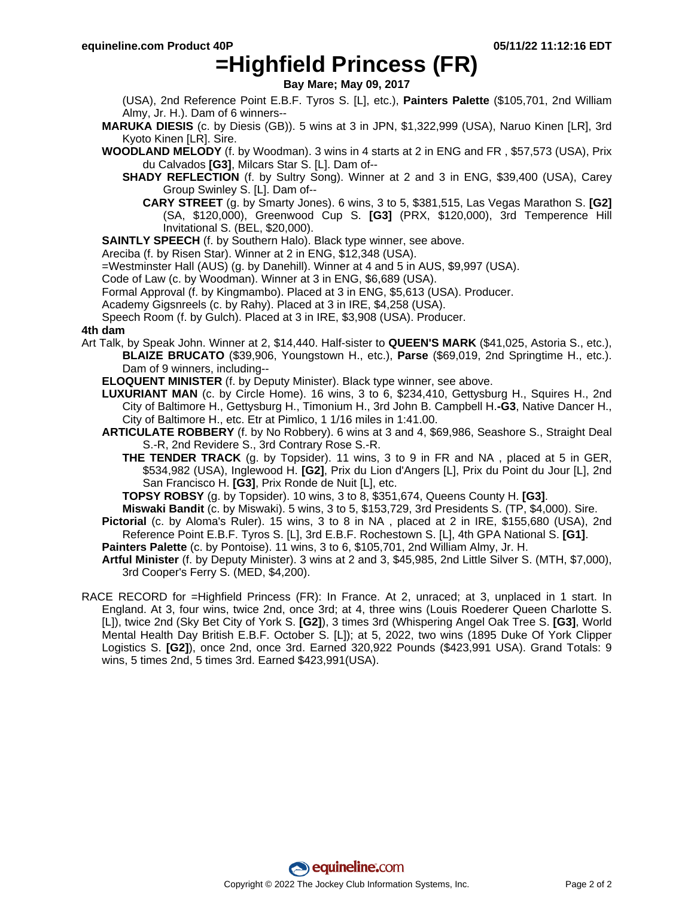# =Highfield Princess (FR)

**Bay Mare; May 09, 2017**

(USA), 2nd Reference Point E.B.F. Tyros S. [L], etc.), **Painters Palette** ($105,701, 2nd William Almy, Jr. H.). Dam of 6 winners--

**MARUKA DIESIS** (c. by Diesis (GB)). 5 wins at 3 in JPN, $1,322,999 (USA), Naruo Kinen [LR], 3rd Kyoto Kinen [LR]. Sire.

**WOODLAND MELODY** (f. by Woodman). 3 wins in 4 starts at 2 in ENG and FR , $57,573 (USA), Prix du Calvados **[G3]**, Milcars Star S. [L]. Dam of--

**SHADY REFLECTION** (f. by Sultry Song). Winner at 2 and 3 in ENG, $39,400 (USA), Carey Group Swinley S. [L]. Dam of--

**CARY STREET** (g. by Smarty Jones). 6 wins, 3 to 5, $381,515, Las Vegas Marathon S. **[G2]** (SA, $120,000), Greenwood Cup S. **[G3]** (PRX, $120,000), 3rd Temperence Hill Invitational S. (BEL, $20,000).

**SAINTLY SPEECH** (f. by Southern Halo). Black type winner, see above.

Areciba (f. by Risen Star). Winner at 2 in ENG, $12,348 (USA).

=Westminster Hall (AUS) (g. by Danehill). Winner at 4 and 5 in AUS, $9,997 (USA).

Code of Law (c. by Woodman). Winner at 3 in ENG, $6,689 (USA).

Formal Approval (f. by Kingmambo). Placed at 3 in ENG, $5,613 (USA). Producer.

Academy Gigsnreels (c. by Rahy). Placed at 3 in IRE, $4,258 (USA).

Speech Room (f. by Gulch). Placed at 3 in IRE, $3,908 (USA). Producer.

**4th dam**

Art Talk, by Speak John. Winner at 2, $14,440. Half-sister to **QUEEN'S MARK** ($41,025, Astoria S., etc.), **BLAIZE BRUCATO** ($39,906, Youngstown H., etc.), **Parse** ($69,019, 2nd Springtime H., etc.). Dam of 9 winners, including--

**ELOQUENT MINISTER** (f. by Deputy Minister). Black type winner, see above.

**LUXURIANT MAN** (c. by Circle Home). 16 wins, 3 to 6, $234,410, Gettysburg H., Squires H., 2nd City of Baltimore H., Gettysburg H., Timonium H., 3rd John B. Campbell H.**-G3**, Native Dancer H., City of Baltimore H., etc. Etr at Pimlico, 1 1/16 miles in 1:41.00.

**ARTICULATE ROBBERY** (f. by No Robbery). 6 wins at 3 and 4, $69,986, Seashore S., Straight Deal S.-R, 2nd Revidere S., 3rd Contrary Rose S.-R.

**THE TENDER TRACK** (g. by Topsider). 11 wins, 3 to 9 in FR and NA , placed at 5 in GER, $534,982 (USA), Inglewood H. **[G2]**, Prix du Lion d'Angers [L], Prix du Point du Jour [L], 2nd San Francisco H. **[G3]**, Prix Ronde de Nuit [L], etc.

**TOPSY ROBSY** (g. by Topsider). 10 wins, 3 to 8, $351,674, Queens County H. **[G3]**.

**Miswaki Bandit** (c. by Miswaki). 5 wins, 3 to 5, $153,729, 3rd Presidents S. (TP, $4,000). Sire.

**Pictorial** (c. by Aloma's Ruler). 15 wins, 3 to 8 in NA , placed at 2 in IRE, $155,680 (USA), 2nd Reference Point E.B.F. Tyros S. [L], 3rd E.B.F. Rochestown S. [L], 4th GPA National S. **[G1]**.

**Painters Palette** (c. by Pontoise). 11 wins, 3 to 6, $105,701, 2nd William Almy, Jr. H.

**Artful Minister** (f. by Deputy Minister). 3 wins at 2 and 3, $45,985, 2nd Little Silver S. (MTH, $7,000), 3rd Cooper's Ferry S. (MED, $4,200).

RACE RECORD for =Highfield Princess (FR): In France. At 2, unraced; at 3, unplaced in 1 start. In England. At 3, four wins, twice 2nd, once 3rd; at 4, three wins (Louis Roederer Queen Charlotte S. [L]), twice 2nd (Sky Bet City of York S. **[G2]**), 3 times 3rd (Whispering Angel Oak Tree S. **[G3]**, World Mental Health Day British E.B.F. October S. [L]); at 5, 2022, two wins (1895 Duke Of York Clipper Logistics S. **[G2]**), once 2nd, once 3rd. Earned 320,922 Pounds ($423,991 USA). Grand Totals: 9 wins, 5 times 2nd, 5 times 3rd. Earned $423,991(USA).